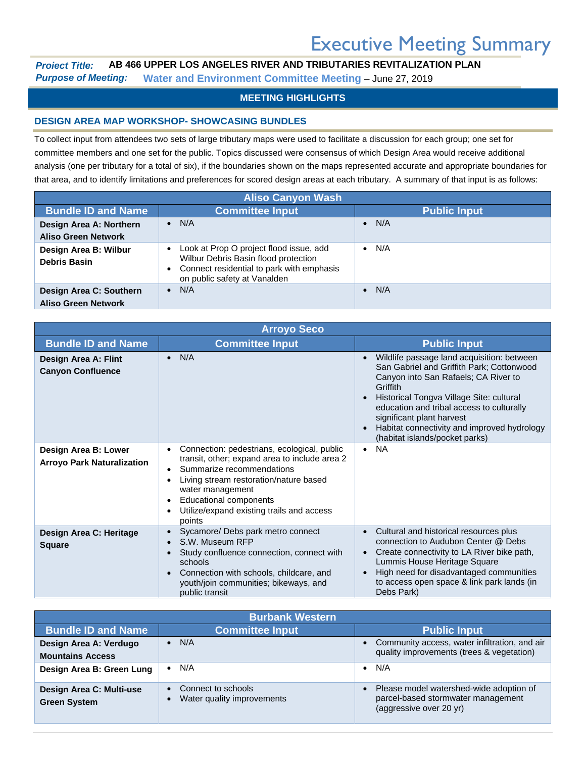# Executive Meeting Summary

***Project Title:*** **AB 466 UPPER LOS ANGELES RIVER AND TRIBUTARIES REVITALIZATION PLAN**

***Purpose of Meeting:*** **Water and Environment Committee Meeting** – June 27, 2019

## MEETING HIGHLIGHTS

### DESIGN AREA MAP WORKSHOP- SHOWCASING BUNDLES

To collect input from attendees two sets of large tributary maps were used to facilitate a discussion for each group; one set for committee members and one set for the public. Topics discussed were consensus of which Design Area would receive additional analysis (one per tributary for a total of six), if the boundaries shown on the maps represented accurate and appropriate boundaries for that area, and to identify limitations and preferences for scored design areas at each tributary. A summary of that input is as follows:

| Aliso Canyon Wash | | |
|---|---|---|
| **Bundle ID and Name** | **Committee Input** | **Public Input** |
| **Design Area A: Northern Aliso Green Network** | • N/A | • N/A |
| **Design Area B: Wilbur Debris Basin** | • Look at Prop O project flood issue, add Wilbur Debris Basin flood protection<br>• Connect residential to park with emphasis on public safety at Vanalden | • N/A |
| **Design Area C: Southern Aliso Green Network** | • N/A | • N/A |

| Arroyo Seco | | |
|---|---|---|
| **Bundle ID and Name** | **Committee Input** | **Public Input** |
| **Design Area A: Flint Canyon Confluence** | • N/A | • Wildlife passage land acquisition: between San Gabriel and Griffith Park; Cottonwood Canyon into San Rafaels; CA River to Griffith<br>• Historical Tongva Village Site: cultural education and tribal access to culturally significant plant harvest<br>• Habitat connectivity and improved hydrology (habitat islands/pocket parks) |
| **Design Area B: Lower Arroyo Park Naturalization** | • Connection: pedestrians, ecological, public transit, other; expand area to include area 2<br>• Summarize recommendations<br>• Living stream restoration/nature based water management<br>• Educational components<br>• Utilize/expand existing trails and access points | • NA |
| **Design Area C: Heritage Square** | • Sycamore/ Debs park metro connect<br>• S.W. Museum RFP<br>• Study confluence connection, connect with schools<br>• Connection with schools, childcare, and youth/join communities; bikeways, and public transit | • Cultural and historical resources plus connection to Audubon Center @ Debs<br>• Create connectivity to LA River bike path, Lummis House Heritage Square<br>• High need for disadvantaged communities to access open space & link park lands (in Debs Park) |

| Burbank Western | | |
|---|---|---|
| **Bundle ID and Name** | **Committee Input** | **Public Input** |
| **Design Area A: Verdugo Mountains Access** | • N/A | • Community access, water infiltration, and air quality improvements (trees & vegetation) |
| **Design Area B: Green Lung** | • N/A | • N/A |
| **Design Area C: Multi-use Green System** | • Connect to schools<br>• Water quality improvements | • Please model watershed-wide adoption of parcel-based stormwater management (aggressive over 20 yr) |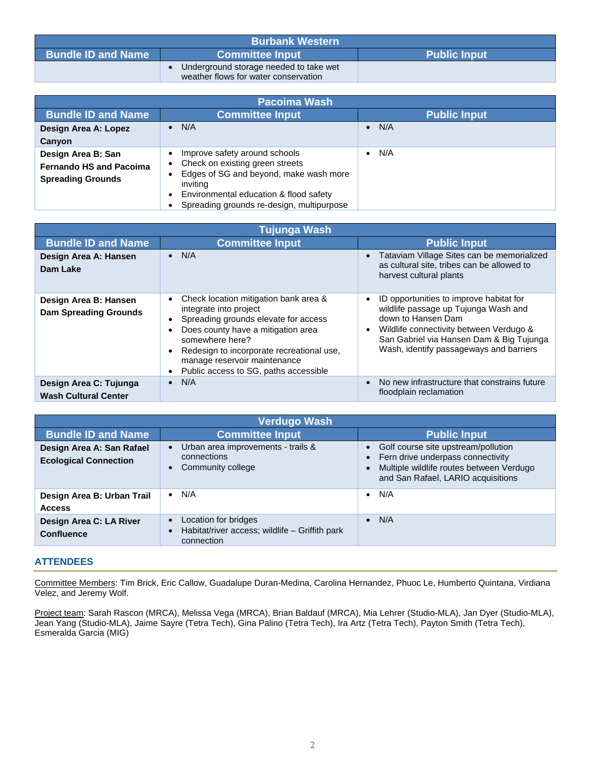| Burbank Western | | |
|---|---|---|
| **Bundle ID and Name** | **Committee Input** | **Public Input** |
| | • Underground storage needed to take wet weather flows for water conservation | |

| Pacoima Wash | | |
|---|---|---|
| **Bundle ID and Name** | **Committee Input** | **Public Input** |
| **Design Area A: Lopez Canyon** | • N/A | • N/A |
| **Design Area B: San Fernando HS and Pacoima Spreading Grounds** | • Improve safety around schools<br>• Check on existing green streets<br>• Edges of SG and beyond, make wash more inviting<br>• Environmental education & flood safety<br>• Spreading grounds re-design, multipurpose | • N/A |

| Tujunga Wash | | |
|---|---|---|
| **Bundle ID and Name** | **Committee Input** | **Public Input** |
| **Design Area A: Hansen Dam Lake** | • N/A | • Tataviam Village Sites can be memorialized as cultural site, tribes can be allowed to harvest cultural plants |
| **Design Area B: Hansen Dam Spreading Grounds** | • Check location mitigation bank area & integrate into project<br>• Spreading grounds elevate for access<br>• Does county have a mitigation area somewhere here?<br>• Redesign to incorporate recreational use, manage reservoir maintenance<br>• Public access to SG, paths accessible | • ID opportunities to improve habitat for wildlife passage up Tujunga Wash and down to Hansen Dam<br>• Wildlife connectivity between Verdugo & San Gabriel via Hansen Dam & Big Tujunga Wash, identify passageways and barriers |
| **Design Area C: Tujunga Wash Cultural Center** | • N/A | • No new infrastructure that constrains future floodplain reclamation |

| Verdugo Wash | | |
|---|---|---|
| **Bundle ID and Name** | **Committee Input** | **Public Input** |
| **Design Area A: San Rafael Ecological Connection** | • Urban area improvements - trails & connections<br>• Community college | • Golf course site upstream/pollution<br>• Fern drive underpass connectivity<br>• Multiple wildlife routes between Verdugo and San Rafael, LARIO acquisitions |
| **Design Area B: Urban Trail Access** | • N/A | • N/A |
| **Design Area C: LA River Confluence** | • Location for bridges<br>• Habitat/river access; wildlife – Griffith park connection | • N/A |

## ATTENDEES

Committee Members: Tim Brick, Eric Callow, Guadalupe Duran-Medina, Carolina Hernandez, Phuoc Le, Humberto Quintana, Virdiana Velez, and Jeremy Wolf.

Project team: Sarah Rascon (MRCA), Melissa Vega (MRCA), Brian Baldauf (MRCA), Mia Lehrer (Studio-MLA), Jan Dyer (Studio-MLA), Jean Yang (Studio-MLA), Jaime Sayre (Tetra Tech), Gina Palino (Tetra Tech), Ira Artz (Tetra Tech), Payton Smith (Tetra Tech), Esmeralda Garcia (MIG)